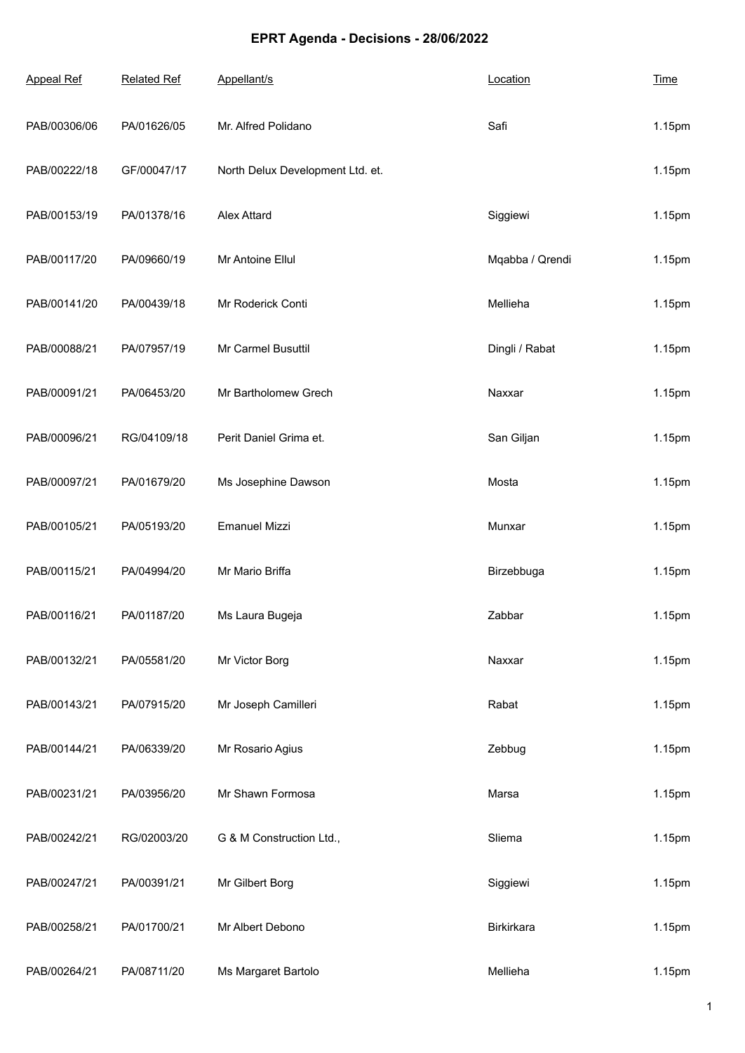# EPRT Agenda - Decisions - 28/06/2022

| Appeal Ref | Related Ref | Appellant/s | Location | Time |
|---|---|---|---|---|
| PAB/00306/06 | PA/01626/05 | Mr. Alfred Polidano | Safi | 1.15pm |
| PAB/00222/18 | GF/00047/17 | North Delux Development Ltd. et. | | 1.15pm |
| PAB/00153/19 | PA/01378/16 | Alex Attard | Siggiewi | 1.15pm |
| PAB/00117/20 | PA/09660/19 | Mr Antoine Ellul | Mqabba / Qrendi | 1.15pm |
| PAB/00141/20 | PA/00439/18 | Mr Roderick Conti | Mellieha | 1.15pm |
| PAB/00088/21 | PA/07957/19 | Mr Carmel Busuttil | Dingli / Rabat | 1.15pm |
| PAB/00091/21 | PA/06453/20 | Mr Bartholomew Grech | Naxxar | 1.15pm |
| PAB/00096/21 | RG/04109/18 | Perit Daniel Grima et. | San Giljan | 1.15pm |
| PAB/00097/21 | PA/01679/20 | Ms Josephine Dawson | Mosta | 1.15pm |
| PAB/00105/21 | PA/05193/20 | Emanuel Mizzi | Munxar | 1.15pm |
| PAB/00115/21 | PA/04994/20 | Mr Mario Briffa | Birzebbuga | 1.15pm |
| PAB/00116/21 | PA/01187/20 | Ms Laura Bugeja | Zabbar | 1.15pm |
| PAB/00132/21 | PA/05581/20 | Mr Victor Borg | Naxxar | 1.15pm |
| PAB/00143/21 | PA/07915/20 | Mr Joseph Camilleri | Rabat | 1.15pm |
| PAB/00144/21 | PA/06339/20 | Mr Rosario Agius | Zebbug | 1.15pm |
| PAB/00231/21 | PA/03956/20 | Mr Shawn Formosa | Marsa | 1.15pm |
| PAB/00242/21 | RG/02003/20 | G & M Construction Ltd., | Sliema | 1.15pm |
| PAB/00247/21 | PA/00391/21 | Mr Gilbert Borg | Siggiewi | 1.15pm |
| PAB/00258/21 | PA/01700/21 | Mr Albert Debono | Birkirkara | 1.15pm |
| PAB/00264/21 | PA/08711/20 | Ms Margaret Bartolo | Mellieha | 1.15pm |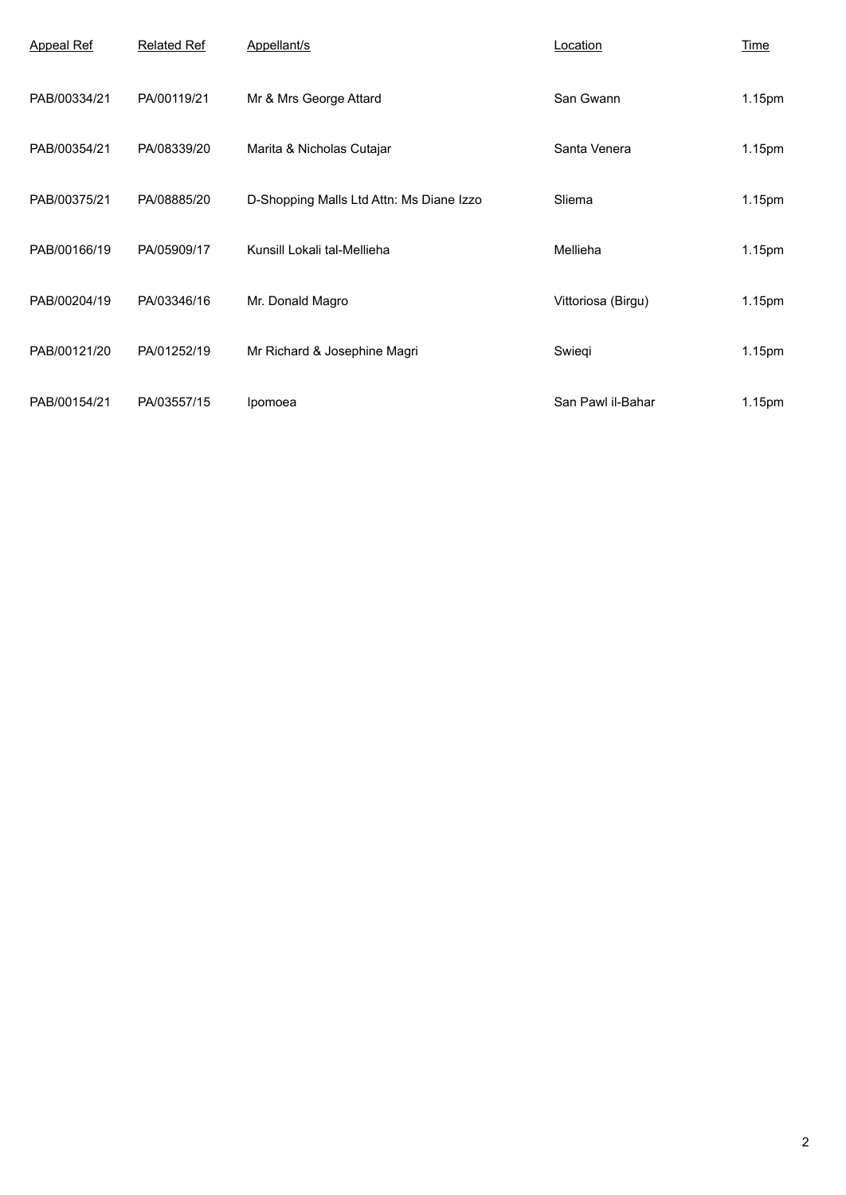| Appeal Ref | Related Ref | Appellant/s | Location | Time |
|---|---|---|---|---|
| PAB/00334/21 | PA/00119/21 | Mr & Mrs George Attard | San Gwann | 1.15pm |
| PAB/00354/21 | PA/08339/20 | Marita & Nicholas Cutajar | Santa Venera | 1.15pm |
| PAB/00375/21 | PA/08885/20 | D-Shopping Malls Ltd Attn: Ms Diane Izzo | Sliema | 1.15pm |
| PAB/00166/19 | PA/05909/17 | Kunsill Lokali tal-Mellieha | Mellieha | 1.15pm |
| PAB/00204/19 | PA/03346/16 | Mr. Donald Magro | Vittoriosa (Birgu) | 1.15pm |
| PAB/00121/20 | PA/01252/19 | Mr Richard & Josephine Magri | Swieqi | 1.15pm |
| PAB/00154/21 | PA/03557/15 | Ipomoea | San Pawl il-Bahar | 1.15pm |